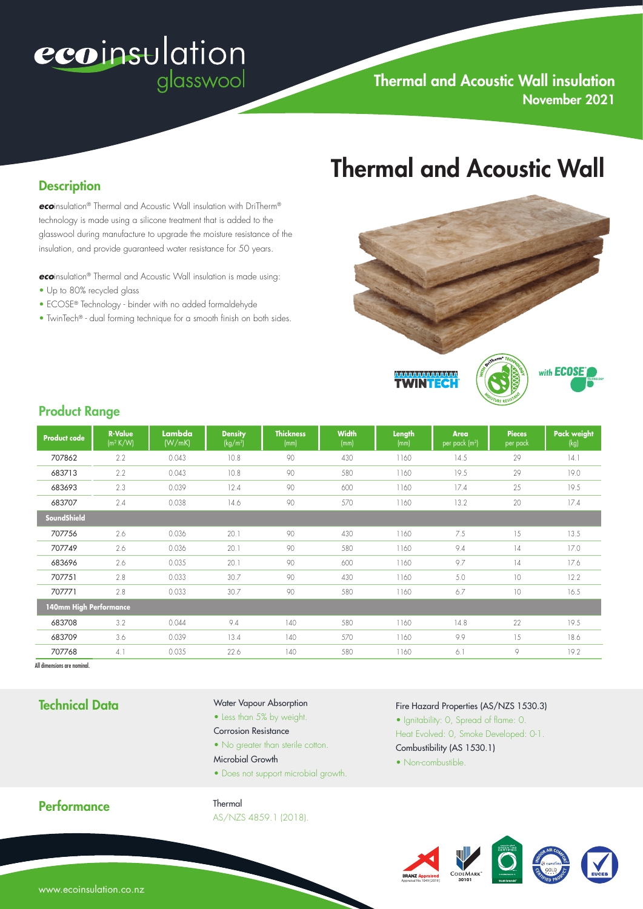# ecoinsulation glasswool

## Thermal and Acoustic Wall insulation
November 2021

# Thermal and Acoustic Wall

## Description

**eco**insulation® Thermal and Acoustic Wall insulation with DriTherm® technology is made using a silicone treatment that is added to the glasswool during manufacture to upgrade the moisture resistance of the insulation, and provide guaranteed water resistance for 50 years.

**eco**insulation® Thermal and Acoustic Wall insulation is made using:

- Up to 80% recycled glass
- ECOSE® Technology - binder with no added formaldehyde
- TwinTech® - dual forming technique for a smooth finish on both sides.

## Product Range

| Product code | R-Value ($m^2$ K/W) | Lambda (W/mK) | Density ($kg/m^3$) | Thickness (mm) | Width (mm) | Length (mm) | Area per pack ($m^2$) | Pieces per pack | Pack weight (kg) |
|---|---|---|---|---|---|---|---|---|---|
| 707862 | 2.2 | 0.043 | 10.8 | 90 | 430 | 1160 | 14.5 | 29 | 14.1 |
| 683713 | 2.2 | 0.043 | 10.8 | 90 | 580 | 1160 | 19.5 | 29 | 19.0 |
| 683693 | 2.3 | 0.039 | 12.4 | 90 | 600 | 1160 | 17.4 | 25 | 19.5 |
| 683707 | 2.4 | 0.038 | 14.6 | 90 | 570 | 1160 | 13.2 | 20 | 17.4 |
| **SoundShield** | | | | | | | | | |
| 707756 | 2.6 | 0.036 | 20.1 | 90 | 430 | 1160 | 7.5 | 15 | 13.5 |
| 707749 | 2.6 | 0.036 | 20.1 | 90 | 580 | 1160 | 9.4 | 14 | 17.0 |
| 683696 | 2.6 | 0.035 | 20.1 | 90 | 600 | 1160 | 9.7 | 14 | 17.6 |
| 707751 | 2.8 | 0.033 | 30.7 | 90 | 430 | 1160 | 5.0 | 10 | 12.2 |
| 707771 | 2.8 | 0.033 | 30.7 | 90 | 580 | 1160 | 6.7 | 10 | 16.5 |
| **140mm High Performance** | | | | | | | | | |
| 683708 | 3.2 | 0.044 | 9.4 | 140 | 580 | 1160 | 14.8 | 22 | 19.5 |
| 683709 | 3.6 | 0.039 | 13.4 | 140 | 570 | 1160 | 9.9 | 15 | 18.6 |
| 707768 | 4.1 | 0.035 | 22.6 | 140 | 580 | 1160 | 6.1 | 9 | 19.2 |

All dimensions are nominal.

## Technical Data

Water Vapour Absorption

- Less than 5% by weight.

Corrosion Resistance

- No greater than sterile cotton.

Microbial Growth

- Does not support microbial growth.

Fire Hazard Properties (AS/NZS 1530.3)

- Ignitability: 0, Spread of flame: 0. Heat Evolved: 0, Smoke Developed: 0-1.

Combustibility (AS 1530.1)

- Non-combustible.

## Performance

Thermal

AS/NZS 4859.1 (2018).

www.ecoinsulation.co.nz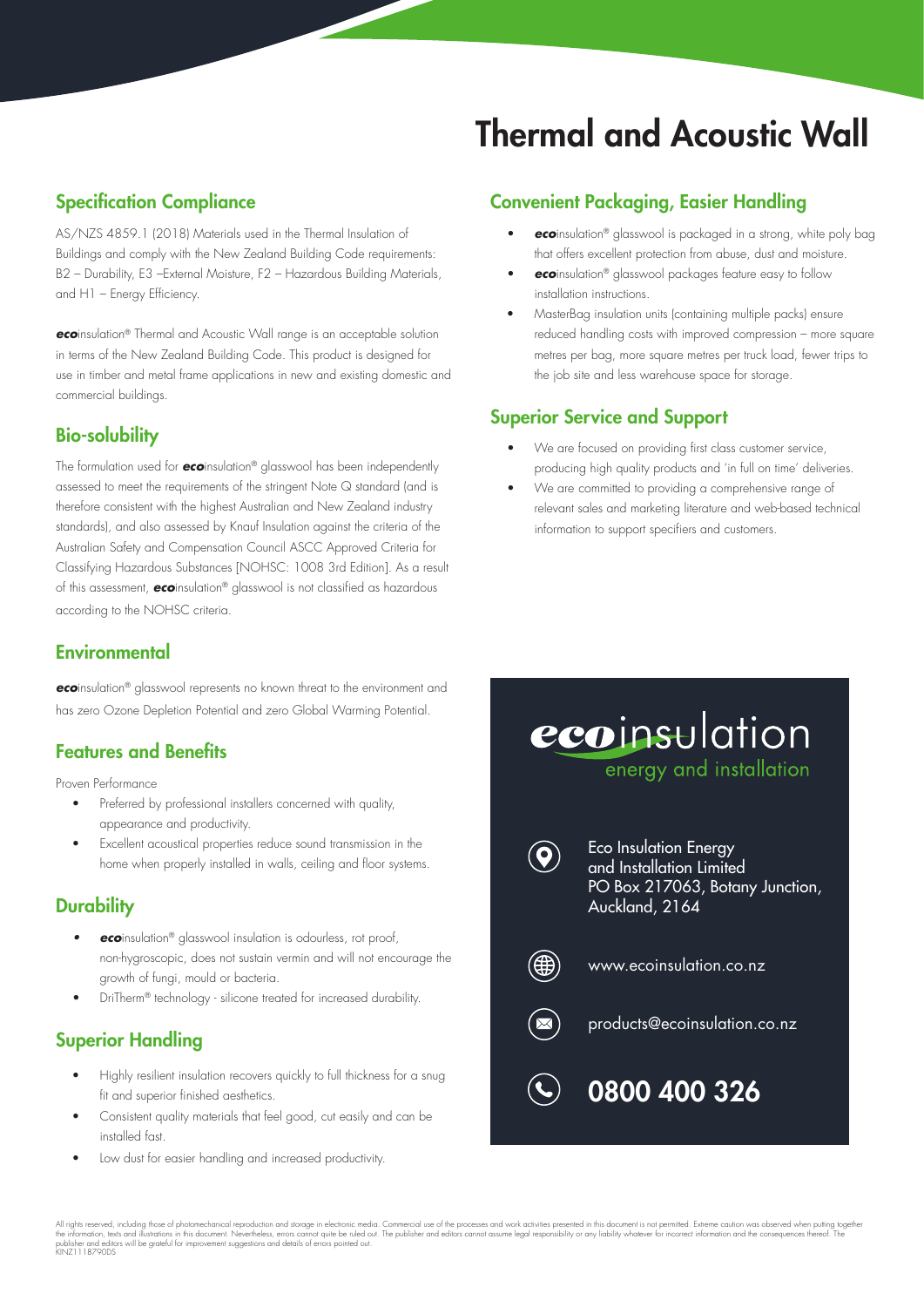# Thermal and Acoustic Wall

## Specification Compliance

AS/NZS 4859.1 (2018) Materials used in the Thermal Insulation of Buildings and comply with the New Zealand Building Code requirements: B2 – Durability, E3 –External Moisture, F2 – Hazardous Building Materials, and H1 – Energy Efficiency.

***eco***insulation® Thermal and Acoustic Wall range is an acceptable solution in terms of the New Zealand Building Code. This product is designed for use in timber and metal frame applications in new and existing domestic and commercial buildings.

## Bio-solubility

The formulation used for ***eco***insulation® glasswool has been independently assessed to meet the requirements of the stringent Note Q standard (and is therefore consistent with the highest Australian and New Zealand industry standards), and also assessed by Knauf Insulation against the criteria of the Australian Safety and Compensation Council ASCC Approved Criteria for Classifying Hazardous Substances [NOHSC: 1008 3rd Edition]. As a result of this assessment, ***eco***insulation® glasswool is not classified as hazardous according to the NOHSC criteria.

## Environmental

***eco***insulation® glasswool represents no known threat to the environment and has zero Ozone Depletion Potential and zero Global Warming Potential.

## Features and Benefits

Proven Performance

- Preferred by professional installers concerned with quality, appearance and productivity.
- Excellent acoustical properties reduce sound transmission in the home when properly installed in walls, ceiling and floor systems.

## Durability

- ***eco***insulation® glasswool insulation is odourless, rot proof, non-hygroscopic, does not sustain vermin and will not encourage the growth of fungi, mould or bacteria.
- DriTherm® technology - silicone treated for increased durability.

## Superior Handling

- Highly resilient insulation recovers quickly to full thickness for a snug fit and superior finished aesthetics.
- Consistent quality materials that feel good, cut easily and can be installed fast.
- Low dust for easier handling and increased productivity.

## Convenient Packaging, Easier Handling

- ***eco***insulation® glasswool is packaged in a strong, white poly bag that offers excellent protection from abuse, dust and moisture.
- ***eco***insulation® glasswool packages feature easy to follow installation instructions.
- MasterBag insulation units (containing multiple packs) ensure reduced handling costs with improved compression – more square metres per bag, more square metres per truck load, fewer trips to the job site and less warehouse space for storage.

## Superior Service and Support

- We are focused on providing first class customer service, producing high quality products and 'in full on time' deliveries.
- We are committed to providing a comprehensive range of relevant sales and marketing literature and web-based technical information to support specifiers and customers.

**eco**insulation
energy and installation

Eco Insulation Energy and Installation Limited
PO Box 217063, Botany Junction, Auckland, 2164

www.ecoinsulation.co.nz

products@ecoinsulation.co.nz

**0800 400 326**

All rights reserved, including those of photomechanical reproduction and storage in electronic media. Commercial use of the processes and work activities presented in this document is not permitted. Extreme caution was observed when putting together the information, texts and illustrations in this document. Nevertheless, errors cannot quite be ruled out. The publisher and editors cannot assume legal responsibility or any liability whatever for incorrect information and the consequences thereof. The publisher and editors will be grateful for improvement suggestions and details of errors pointed out.
KINZ111B790DS